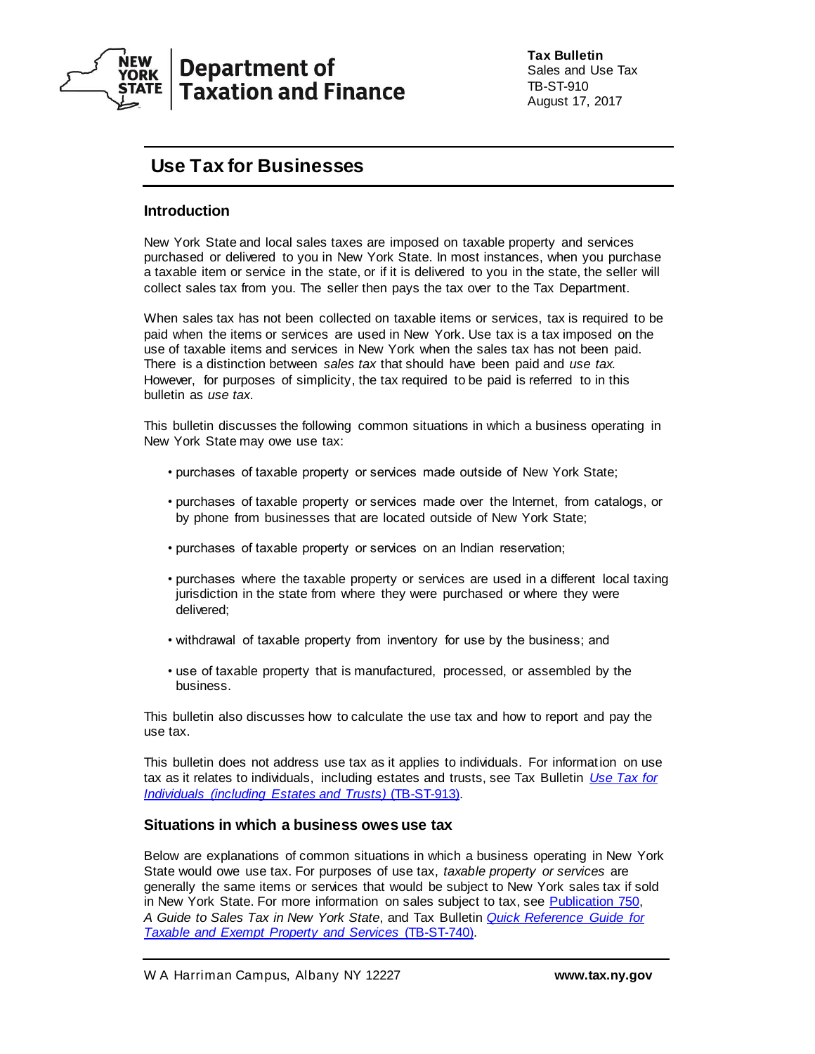New York State Department of Taxation and Finance

**Tax Bulletin**
Sales and Use Tax
TB-ST-910
August 17, 2017

# Use Tax for Businesses

## Introduction

New York State and local sales taxes are imposed on taxable property and services purchased or delivered to you in New York State. In most instances, when you purchase a taxable item or service in the state, or if it is delivered to you in the state, the seller will collect sales tax from you. The seller then pays the tax over to the Tax Department.

When sales tax has not been collected on taxable items or services, tax is required to be paid when the items or services are used in New York. Use tax is a tax imposed on the use of taxable items and services in New York when the sales tax has not been paid. There is a distinction between *sales tax* that should have been paid and *use tax*. However, for purposes of simplicity, the tax required to be paid is referred to in this bulletin as *use tax*.

This bulletin discusses the following common situations in which a business operating in New York State may owe use tax:

- purchases of taxable property or services made outside of New York State;
- purchases of taxable property or services made over the Internet, from catalogs, or by phone from businesses that are located outside of New York State;
- purchases of taxable property or services on an Indian reservation;
- purchases where the taxable property or services are used in a different local taxing jurisdiction in the state from where they were purchased or where they were delivered;
- withdrawal of taxable property from inventory for use by the business; and
- use of taxable property that is manufactured, processed, or assembled by the business.

This bulletin also discusses how to calculate the use tax and how to report and pay the use tax.

This bulletin does not address use tax as it applies to individuals. For information on use tax as it relates to individuals, including estates and trusts, see Tax Bulletin *Use Tax for Individuals (including Estates and Trusts)* (TB-ST-913).

## Situations in which a business owes use tax

Below are explanations of common situations in which a business operating in New York State would owe use tax. For purposes of use tax, *taxable property or services* are generally the same items or services that would be subject to New York sales tax if sold in New York State. For more information on sales subject to tax, see Publication 750, *A Guide to Sales Tax in New York State*, and Tax Bulletin *Quick Reference Guide for Taxable and Exempt Property and Services* (TB-ST-740).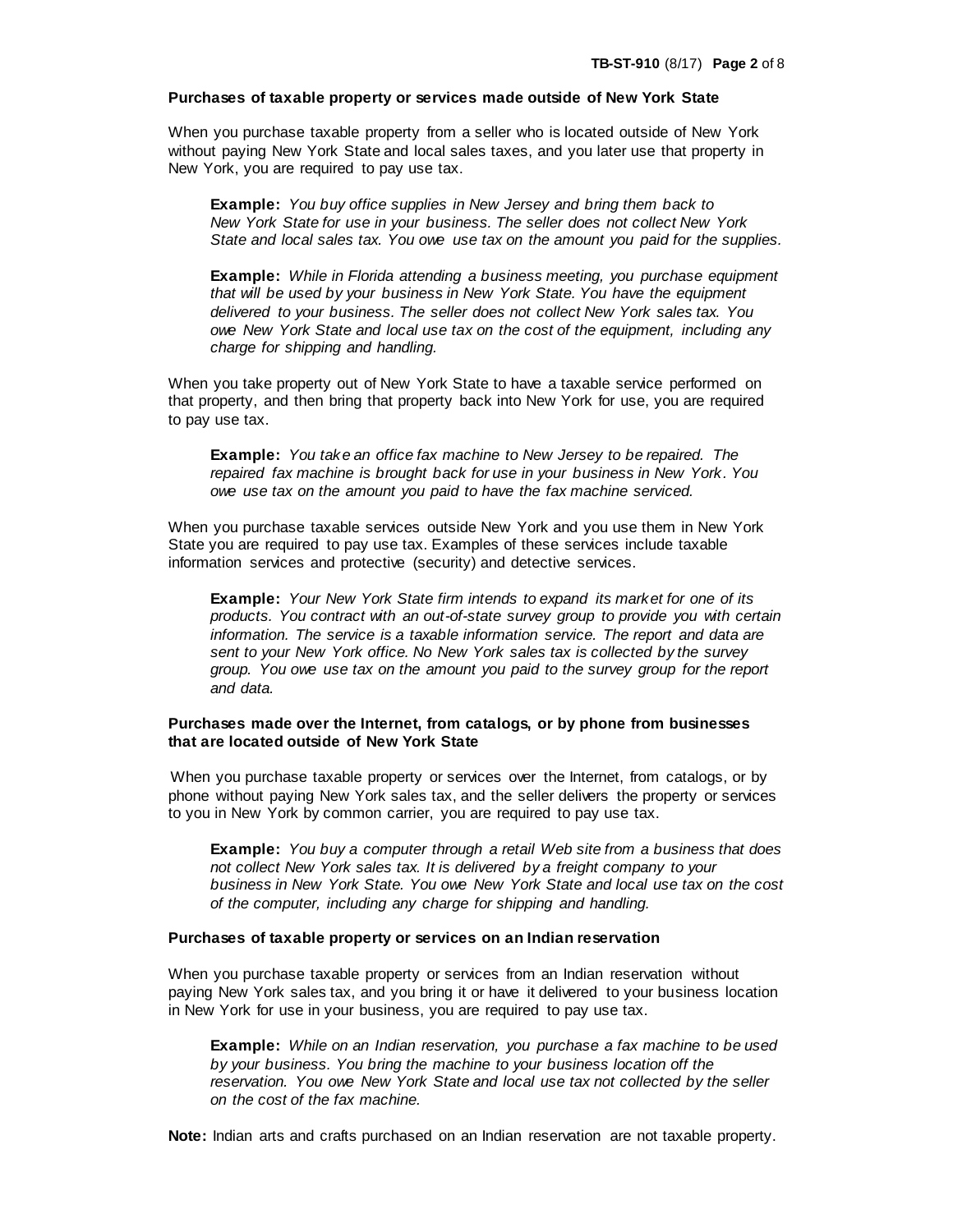**Purchases of taxable property or services made outside of New York State**

When you purchase taxable property from a seller who is located outside of New York without paying New York State and local sales taxes, and you later use that property in New York, you are required to pay use tax.

> **Example:** *You buy office supplies in New Jersey and bring them back to New York State for use in your business. The seller does not collect New York State and local sales tax. You owe use tax on the amount you paid for the supplies.*

> **Example:** *While in Florida attending a business meeting, you purchase equipment that will be used by your business in New York State. You have the equipment delivered to your business. The seller does not collect New York sales tax. You owe New York State and local use tax on the cost of the equipment, including any charge for shipping and handling.*

When you take property out of New York State to have a taxable service performed on that property, and then bring that property back into New York for use, you are required to pay use tax.

> **Example:** *You take an office fax machine to New Jersey to be repaired. The repaired fax machine is brought back for use in your business in New York. You owe use tax on the amount you paid to have the fax machine serviced.*

When you purchase taxable services outside New York and you use them in New York State you are required to pay use tax. Examples of these services include taxable information services and protective (security) and detective services.

> **Example:** *Your New York State firm intends to expand its market for one of its products. You contract with an out-of-state survey group to provide you with certain information. The service is a taxable information service. The report and data are sent to your New York office. No New York sales tax is collected by the survey group. You owe use tax on the amount you paid to the survey group for the report and data.*

**Purchases made over the Internet, from catalogs, or by phone from businesses that are located outside of New York State**

When you purchase taxable property or services over the Internet, from catalogs, or by phone without paying New York sales tax, and the seller delivers the property or services to you in New York by common carrier, you are required to pay use tax.

> **Example:** *You buy a computer through a retail Web site from a business that does not collect New York sales tax. It is delivered by a freight company to your business in New York State. You owe New York State and local use tax on the cost of the computer, including any charge for shipping and handling.*

**Purchases of taxable property or services on an Indian reservation**

When you purchase taxable property or services from an Indian reservation without paying New York sales tax, and you bring it or have it delivered to your business location in New York for use in your business, you are required to pay use tax.

> **Example:** *While on an Indian reservation, you purchase a fax machine to be used by your business. You bring the machine to your business location off the reservation. You owe New York State and local use tax not collected by the seller on the cost of the fax machine.*

**Note:** Indian arts and crafts purchased on an Indian reservation are not taxable property.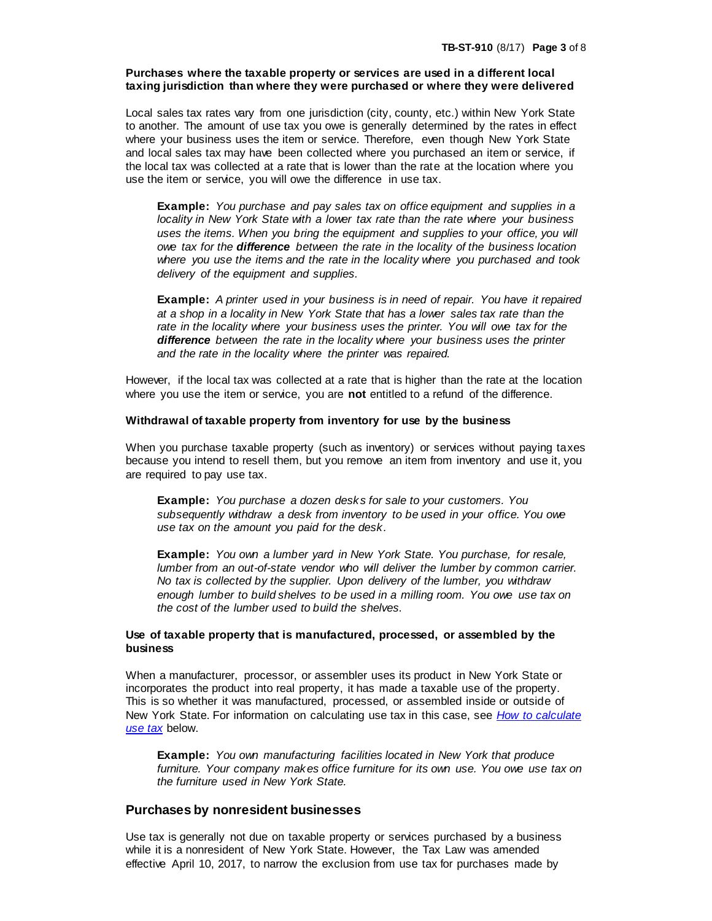**Purchases where the taxable property or services are used in a different local taxing jurisdiction than where they were purchased or where they were delivered**

Local sales tax rates vary from one jurisdiction (city, county, etc.) within New York State to another. The amount of use tax you owe is generally determined by the rates in effect where your business uses the item or service. Therefore, even though New York State and local sales tax may have been collected where you purchased an item or service, if the local tax was collected at a rate that is lower than the rate at the location where you use the item or service, you will owe the difference in use tax.

> **Example:** *You purchase and pay sales tax on office equipment and supplies in a locality in New York State with a lower tax rate than the rate where your business uses the items. When you bring the equipment and supplies to your office, you will owe tax for the **difference** between the rate in the locality of the business location where you use the items and the rate in the locality where you purchased and took delivery of the equipment and supplies.*

> **Example:** *A printer used in your business is in need of repair. You have it repaired at a shop in a locality in New York State that has a lower sales tax rate than the rate in the locality where your business uses the printer. You will owe tax for the **difference** between the rate in the locality where your business uses the printer and the rate in the locality where the printer was repaired.*

However, if the local tax was collected at a rate that is higher than the rate at the location where you use the item or service, you are **not** entitled to a refund of the difference.

**Withdrawal of taxable property from inventory for use by the business**

When you purchase taxable property (such as inventory) or services without paying taxes because you intend to resell them, but you remove an item from inventory and use it, you are required to pay use tax.

> **Example:** *You purchase a dozen desks for sale to your customers. You subsequently withdraw a desk from inventory to be used in your office. You owe use tax on the amount you paid for the desk.*

> **Example:** *You own a lumber yard in New York State. You purchase, for resale, lumber from an out-of-state vendor who will deliver the lumber by common carrier. No tax is collected by the supplier. Upon delivery of the lumber, you withdraw enough lumber to build shelves to be used in a milling room. You owe use tax on the cost of the lumber used to build the shelves.*

**Use of taxable property that is manufactured, processed, or assembled by the business**

When a manufacturer, processor, or assembler uses its product in New York State or incorporates the product into real property, it has made a taxable use of the property. This is so whether it was manufactured, processed, or assembled inside or outside of New York State. For information on calculating use tax in this case, see *How to calculate use tax* below.

> **Example:** *You own manufacturing facilities located in New York that produce furniture. Your company makes office furniture for its own use. You owe use tax on the furniture used in New York State.*

## Purchases by nonresident businesses

Use tax is generally not due on taxable property or services purchased by a business while it is a nonresident of New York State. However, the Tax Law was amended effective April 10, 2017, to narrow the exclusion from use tax for purchases made by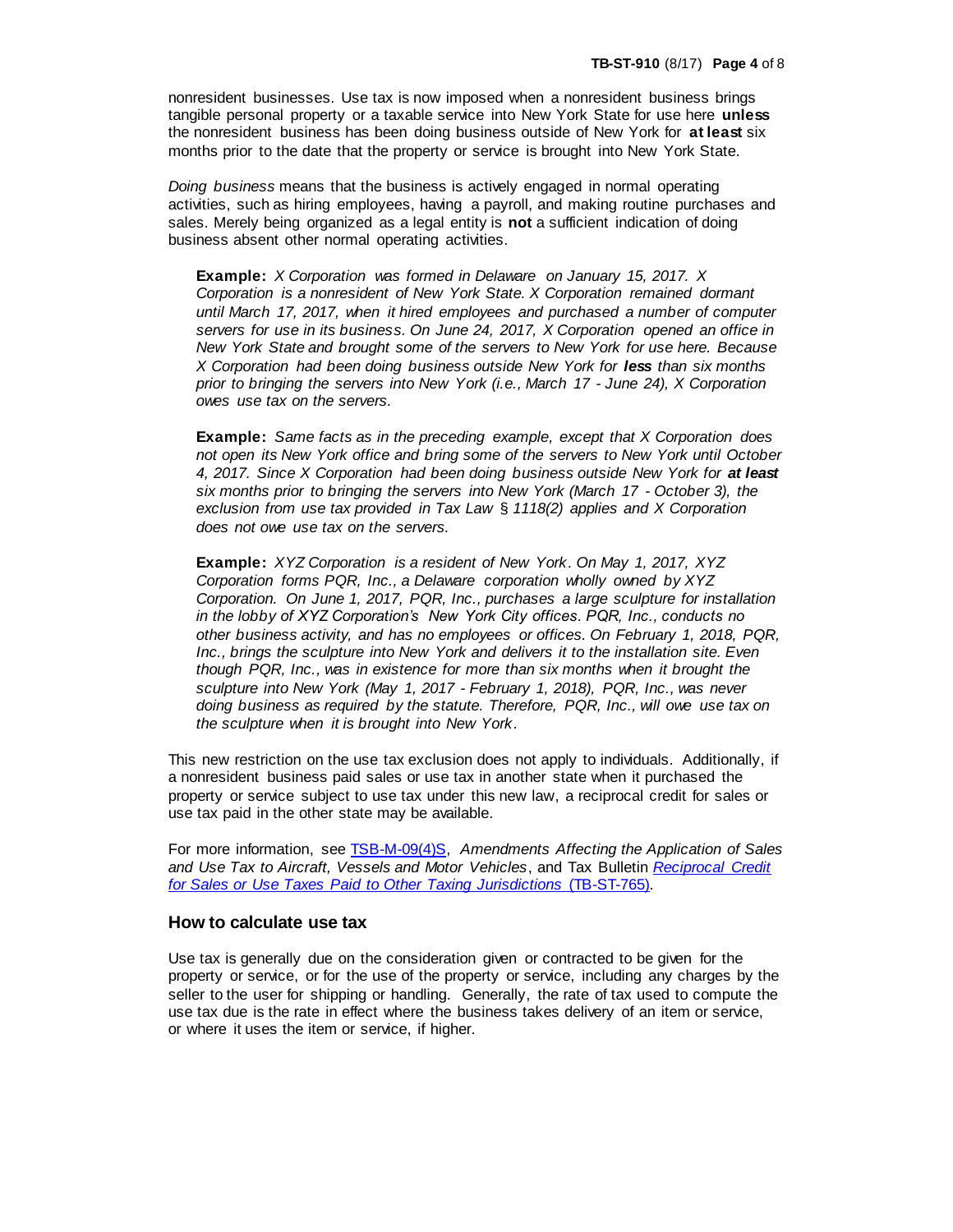nonresident businesses. Use tax is now imposed when a nonresident business brings tangible personal property or a taxable service into New York State for use here **unless** the nonresident business has been doing business outside of New York for **at least** six months prior to the date that the property or service is brought into New York State.

*Doing business* means that the business is actively engaged in normal operating activities, such as hiring employees, having a payroll, and making routine purchases and sales. Merely being organized as a legal entity is **not** a sufficient indication of doing business absent other normal operating activities.

> **Example:** *X Corporation was formed in Delaware on January 15, 2017. X Corporation is a nonresident of New York State. X Corporation remained dormant until March 17, 2017, when it hired employees and purchased a number of computer servers for use in its business. On June 24, 2017, X Corporation opened an office in New York State and brought some of the servers to New York for use here. Because X Corporation had been doing business outside New York for **less** than six months prior to bringing the servers into New York (i.e., March 17 - June 24), X Corporation owes use tax on the servers.*

> **Example:** *Same facts as in the preceding example, except that X Corporation does not open its New York office and bring some of the servers to New York until October 4, 2017. Since X Corporation had been doing business outside New York for **at least** six months prior to bringing the servers into New York (March 17 - October 3), the exclusion from use tax provided in Tax Law § 1118(2) applies and X Corporation does not owe use tax on the servers.*

> **Example:** *XYZ Corporation is a resident of New York. On May 1, 2017, XYZ Corporation forms PQR, Inc., a Delaware corporation wholly owned by XYZ Corporation. On June 1, 2017, PQR, Inc., purchases a large sculpture for installation in the lobby of XYZ Corporation's New York City offices. PQR, Inc., conducts no other business activity, and has no employees or offices. On February 1, 2018, PQR, Inc., brings the sculpture into New York and delivers it to the installation site. Even though PQR, Inc., was in existence for more than six months when it brought the sculpture into New York (May 1, 2017 - February 1, 2018), PQR, Inc., was never doing business as required by the statute. Therefore, PQR, Inc., will owe use tax on the sculpture when it is brought into New York.*

This new restriction on the use tax exclusion does not apply to individuals. Additionally, if a nonresident business paid sales or use tax in another state when it purchased the property or service subject to use tax under this new law, a reciprocal credit for sales or use tax paid in the other state may be available.

For more information, see TSB-M-09(4)S, *Amendments Affecting the Application of Sales and Use Tax to Aircraft, Vessels and Motor Vehicles*, and Tax Bulletin *Reciprocal Credit for Sales or Use Taxes Paid to Other Taxing Jurisdictions* (TB-ST-765).

## How to calculate use tax

Use tax is generally due on the consideration given or contracted to be given for the property or service, or for the use of the property or service, including any charges by the seller to the user for shipping or handling. Generally, the rate of tax used to compute the use tax due is the rate in effect where the business takes delivery of an item or service, or where it uses the item or service, if higher.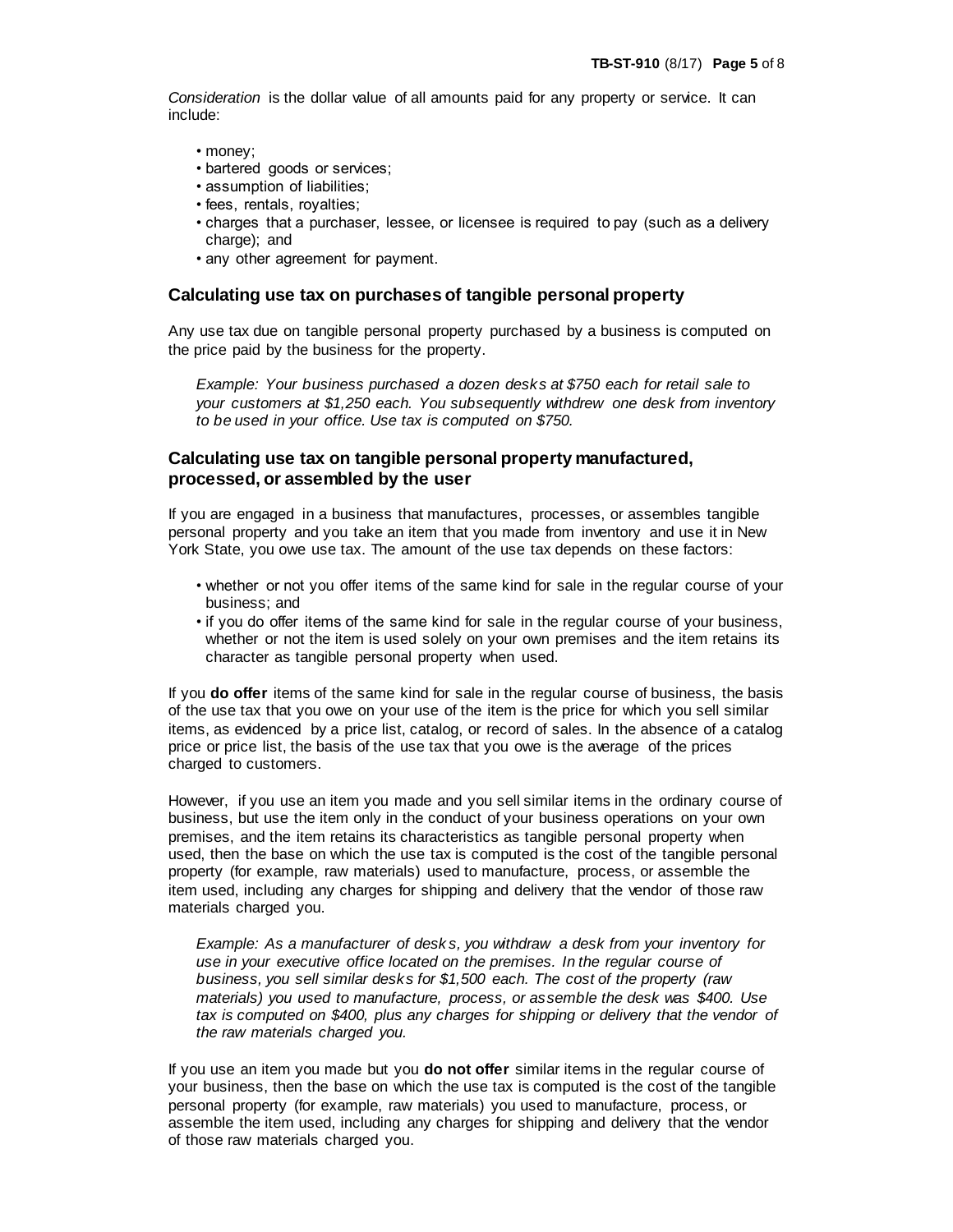*Consideration* is the dollar value of all amounts paid for any property or service. It can include:

- money;
- bartered goods or services;
- assumption of liabilities;
- fees, rentals, royalties;
- charges that a purchaser, lessee, or licensee is required to pay (such as a delivery charge); and
- any other agreement for payment.

## Calculating use tax on purchases of tangible personal property

Any use tax due on tangible personal property purchased by a business is computed on the price paid by the business for the property.

*Example: Your business purchased a dozen desks at $750 each for retail sale to your customers at $1,250 each. You subsequently withdrew one desk from inventory to be used in your office. Use tax is computed on $750.*

## Calculating use tax on tangible personal property manufactured, processed, or assembled by the user

If you are engaged in a business that manufactures, processes, or assembles tangible personal property and you take an item that you made from inventory and use it in New York State, you owe use tax. The amount of the use tax depends on these factors:

- whether or not you offer items of the same kind for sale in the regular course of your business; and
- if you do offer items of the same kind for sale in the regular course of your business, whether or not the item is used solely on your own premises and the item retains its character as tangible personal property when used.

If you **do offer** items of the same kind for sale in the regular course of business, the basis of the use tax that you owe on your use of the item is the price for which you sell similar items, as evidenced by a price list, catalog, or record of sales. In the absence of a catalog price or price list, the basis of the use tax that you owe is the average of the prices charged to customers.

However, if you use an item you made and you sell similar items in the ordinary course of business, but use the item only in the conduct of your business operations on your own premises, and the item retains its characteristics as tangible personal property when used, then the base on which the use tax is computed is the cost of the tangible personal property (for example, raw materials) used to manufacture, process, or assemble the item used, including any charges for shipping and delivery that the vendor of those raw materials charged you.

*Example: As a manufacturer of desks, you withdraw a desk from your inventory for use in your executive office located on the premises. In the regular course of business, you sell similar desks for $1,500 each. The cost of the property (raw materials) you used to manufacture, process, or assemble the desk was $400. Use tax is computed on $400, plus any charges for shipping or delivery that the vendor of the raw materials charged you.*

If you use an item you made but you **do not offer** similar items in the regular course of your business, then the base on which the use tax is computed is the cost of the tangible personal property (for example, raw materials) you used to manufacture, process, or assemble the item used, including any charges for shipping and delivery that the vendor of those raw materials charged you.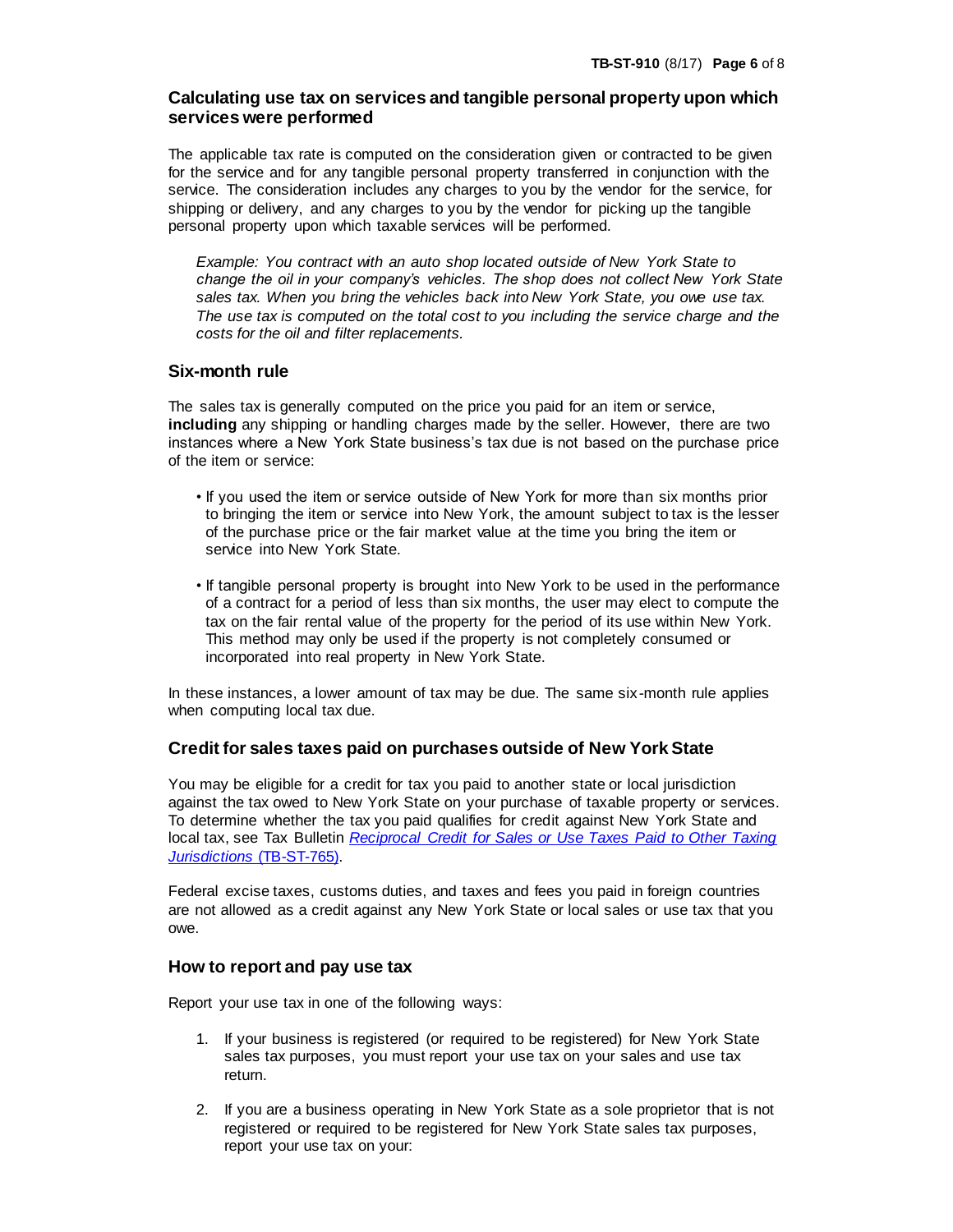## Calculating use tax on services and tangible personal property upon which services were performed

The applicable tax rate is computed on the consideration given or contracted to be given for the service and for any tangible personal property transferred in conjunction with the service. The consideration includes any charges to you by the vendor for the service, for shipping or delivery, and any charges to you by the vendor for picking up the tangible personal property upon which taxable services will be performed.

> *Example: You contract with an auto shop located outside of New York State to change the oil in your company's vehicles. The shop does not collect New York State sales tax. When you bring the vehicles back into New York State, you owe use tax. The use tax is computed on the total cost to you including the service charge and the costs for the oil and filter replacements.*

## Six-month rule

The sales tax is generally computed on the price you paid for an item or service, **including** any shipping or handling charges made by the seller. However, there are two instances where a New York State business's tax due is not based on the purchase price of the item or service:

- If you used the item or service outside of New York for more than six months prior to bringing the item or service into New York, the amount subject to tax is the lesser of the purchase price or the fair market value at the time you bring the item or service into New York State.
- If tangible personal property is brought into New York to be used in the performance of a contract for a period of less than six months, the user may elect to compute the tax on the fair rental value of the property for the period of its use within New York. This method may only be used if the property is not completely consumed or incorporated into real property in New York State.

In these instances, a lower amount of tax may be due. The same six-month rule applies when computing local tax due.

## Credit for sales taxes paid on purchases outside of New York State

You may be eligible for a credit for tax you paid to another state or local jurisdiction against the tax owed to New York State on your purchase of taxable property or services. To determine whether the tax you paid qualifies for credit against New York State and local tax, see Tax Bulletin *Reciprocal Credit for Sales or Use Taxes Paid to Other Taxing Jurisdictions* (TB-ST-765).

Federal excise taxes, customs duties, and taxes and fees you paid in foreign countries are not allowed as a credit against any New York State or local sales or use tax that you owe.

## How to report and pay use tax

Report your use tax in one of the following ways:

1. If your business is registered (or required to be registered) for New York State sales tax purposes, you must report your use tax on your sales and use tax return.
2. If you are a business operating in New York State as a sole proprietor that is not registered or required to be registered for New York State sales tax purposes, report your use tax on your: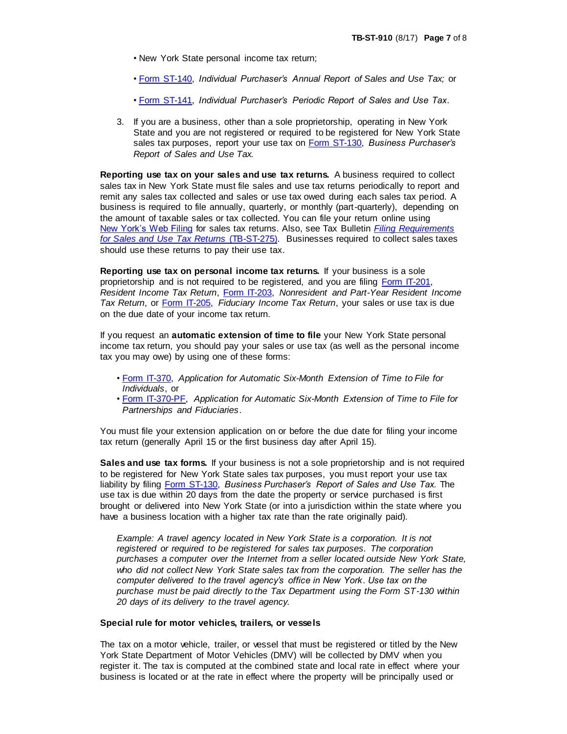- New York State personal income tax return;
- Form ST-140, *Individual Purchaser's Annual Report of Sales and Use Tax;* or
- Form ST-141, *Individual Purchaser's Periodic Report of Sales and Use Tax*.

3. If you are a business, other than a sole proprietorship, operating in New York State and you are not registered or required to be registered for New York State sales tax purposes, report your use tax on Form ST-130, *Business Purchaser's Report of Sales and Use Tax.*

**Reporting use tax on your sales and use tax returns.** A business required to collect sales tax in New York State must file sales and use tax returns periodically to report and remit any sales tax collected and sales or use tax owed during each sales tax period. A business is required to file annually, quarterly, or monthly (part-quarterly), depending on the amount of taxable sales or tax collected. You can file your return online using New York's Web Filing for sales tax returns. Also, see Tax Bulletin *Filing Requirements for Sales and Use Tax Returns* (TB-ST-275). Businesses required to collect sales taxes should use these returns to pay their use tax.

**Reporting use tax on personal income tax returns.** If your business is a sole proprietorship and is not required to be registered, and you are filing Form IT-201, *Resident Income Tax Return*, Form IT-203, *Nonresident and Part-Year Resident Income Tax Return*, or Form IT-205, *Fiduciary Income Tax Return*, your sales or use tax is due on the due date of your income tax return.

If you request an **automatic extension of time to file** your New York State personal income tax return, you should pay your sales or use tax (as well as the personal income tax you may owe) by using one of these forms:

- Form IT-370, *Application for Automatic Six-Month Extension of Time to File for Individuals*, or
- Form IT-370-PF, *Application for Automatic Six-Month Extension of Time to File for Partnerships and Fiduciaries*.

You must file your extension application on or before the due date for filing your income tax return (generally April 15 or the first business day after April 15).

**Sales and use tax forms.** If your business is not a sole proprietorship and is not required to be registered for New York State sales tax purposes, you must report your use tax liability by filing Form ST-130, *Business Purchaser's Report of Sales and Use Tax.* The use tax is due within 20 days from the date the property or service purchased is first brought or delivered into New York State (or into a jurisdiction within the state where you have a business location with a higher tax rate than the rate originally paid).

*Example: A travel agency located in New York State is a corporation. It is not registered or required to be registered for sales tax purposes. The corporation purchases a computer over the Internet from a seller located outside New York State, who did not collect New York State sales tax from the corporation. The seller has the computer delivered to the travel agency's office in New York. Use tax on the purchase must be paid directly to the Tax Department using the Form ST-130 within 20 days of its delivery to the travel agency.*

**Special rule for motor vehicles, trailers, or vessels**

The tax on a motor vehicle, trailer, or vessel that must be registered or titled by the New York State Department of Motor Vehicles (DMV) will be collected by DMV when you register it. The tax is computed at the combined state and local rate in effect where your business is located or at the rate in effect where the property will be principally used or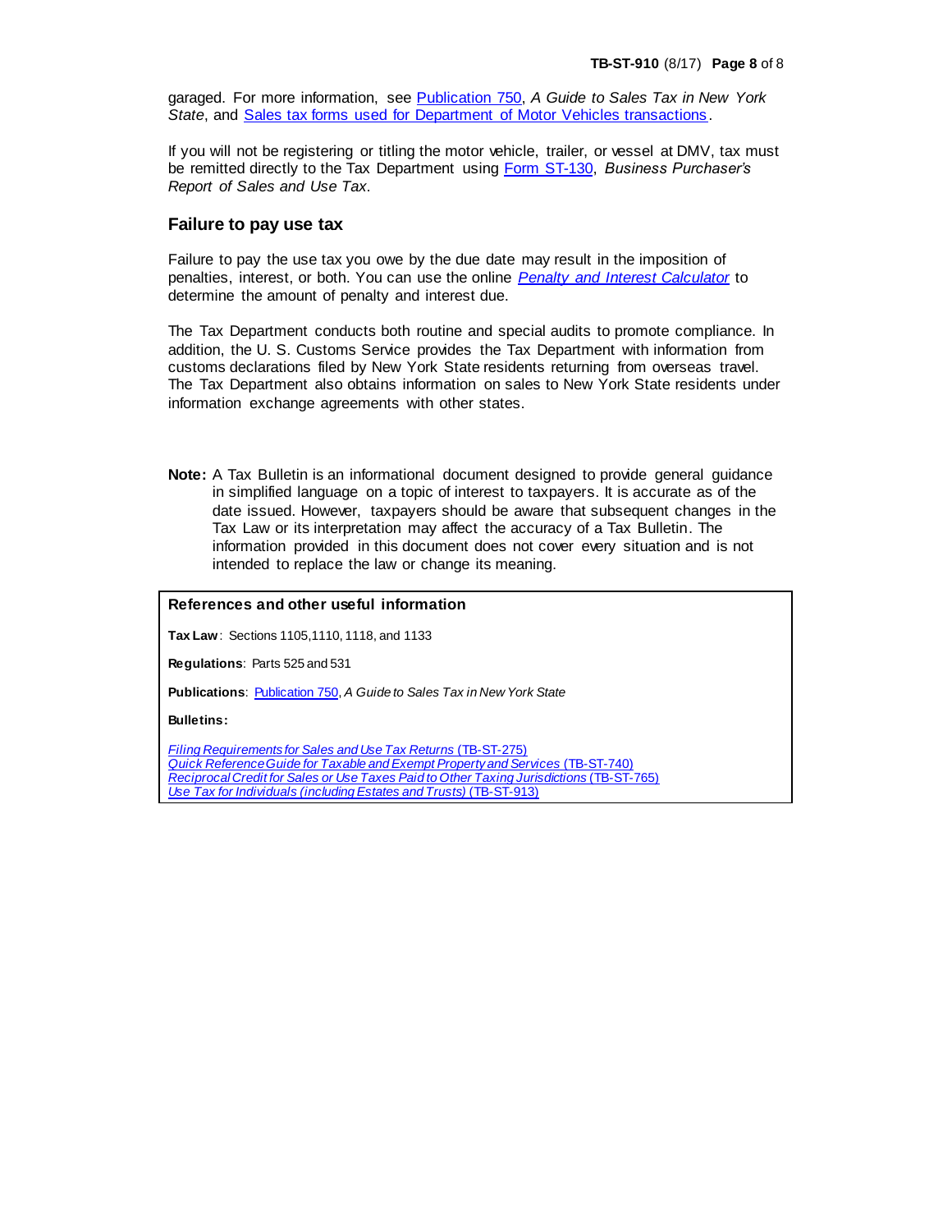garaged. For more information, see Publication 750, *A Guide to Sales Tax in New York State*, and Sales tax forms used for Department of Motor Vehicles transactions.

If you will not be registering or titling the motor vehicle, trailer, or vessel at DMV, tax must be remitted directly to the Tax Department using Form ST-130, *Business Purchaser's Report of Sales and Use Tax*.

### Failure to pay use tax

Failure to pay the use tax you owe by the due date may result in the imposition of penalties, interest, or both. You can use the online *Penalty and Interest Calculator* to determine the amount of penalty and interest due.

The Tax Department conducts both routine and special audits to promote compliance. In addition, the U. S. Customs Service provides the Tax Department with information from customs declarations filed by New York State residents returning from overseas travel. The Tax Department also obtains information on sales to New York State residents under information exchange agreements with other states.

**Note:** A Tax Bulletin is an informational document designed to provide general guidance in simplified language on a topic of interest to taxpayers. It is accurate as of the date issued. However, taxpayers should be aware that subsequent changes in the Tax Law or its interpretation may affect the accuracy of a Tax Bulletin. The information provided in this document does not cover every situation and is not intended to replace the law or change its meaning.

**References and other useful information**

**Tax Law**: Sections 1105,1110, 1118, and 1133

**Regulations**: Parts 525 and 531

**Publications**: Publication 750, *A Guide to Sales Tax in New York State*

**Bulletins:**

*Filing Requirements for Sales and Use Tax Returns* (TB-ST-275)
*Quick Reference Guide for Taxable and Exempt Property and Services* (TB-ST-740)
*Reciprocal Credit for Sales or Use Taxes Paid to Other Taxing Jurisdictions* (TB-ST-765)
*Use Tax for Individuals (including Estates and Trusts)* (TB-ST-913)